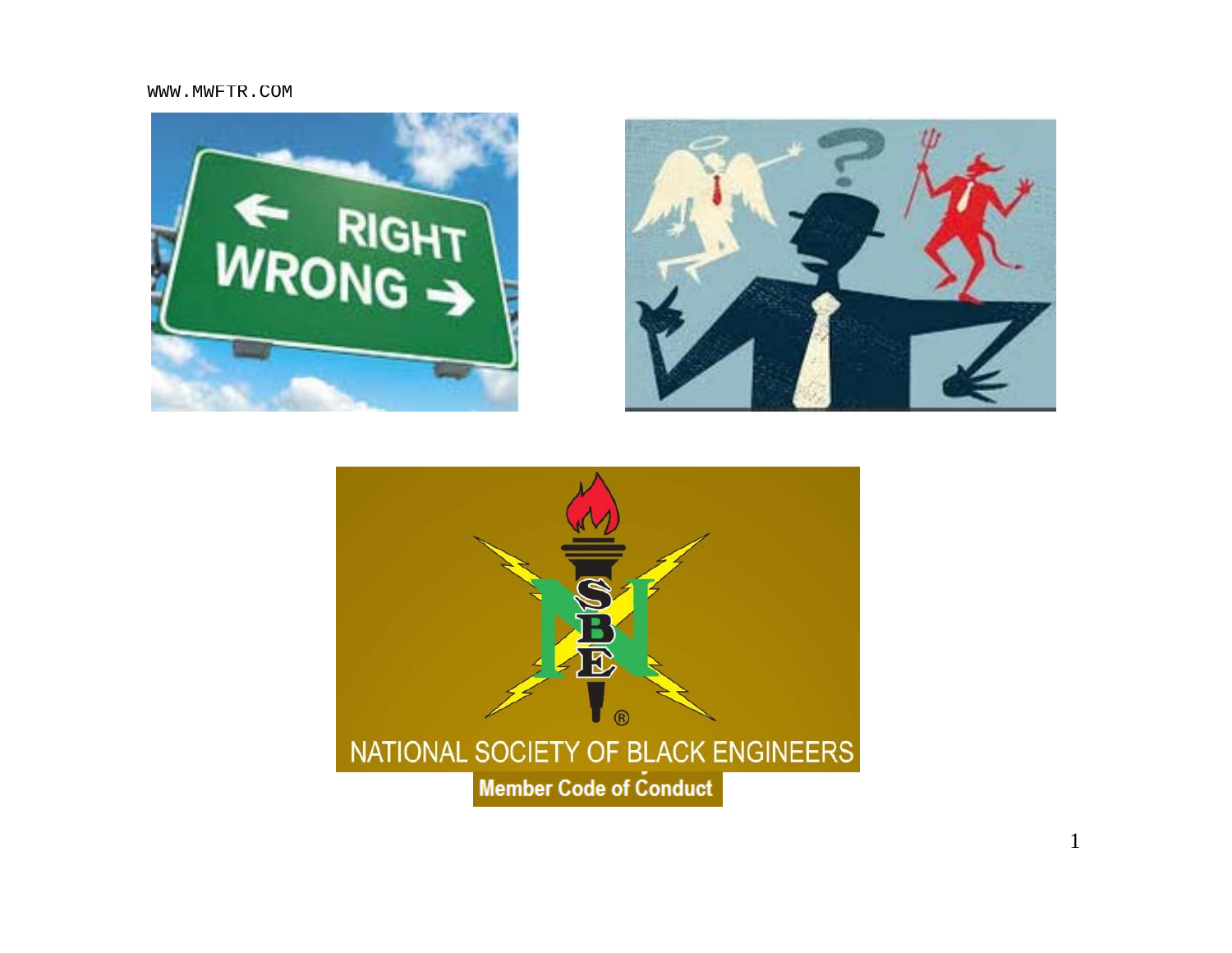WWW.MWFTR.COM

NATIONAL SOCIETY OF BLACK ENGINEERS

Member Code of Conduct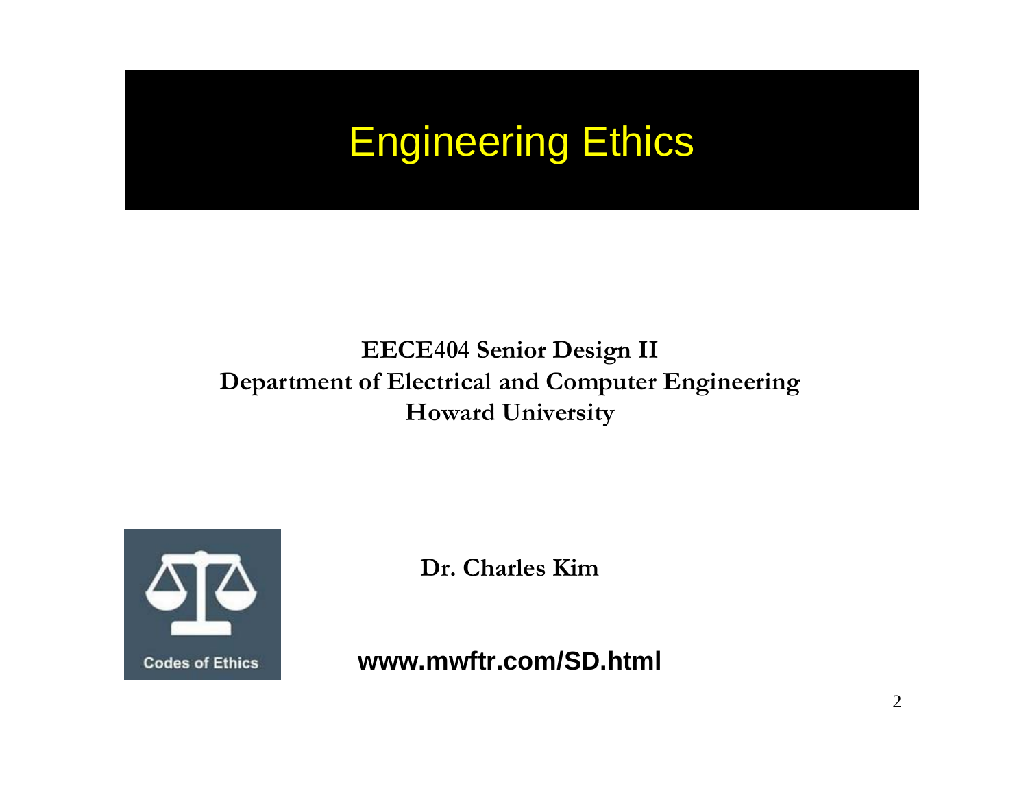# Engineering Ethics

**EECE404 Senior Design II**
**Department of Electrical and Computer Engineering**
**Howard University**

Codes of Ethics

**Dr. Charles Kim**

**www.mwftr.com/SD.html**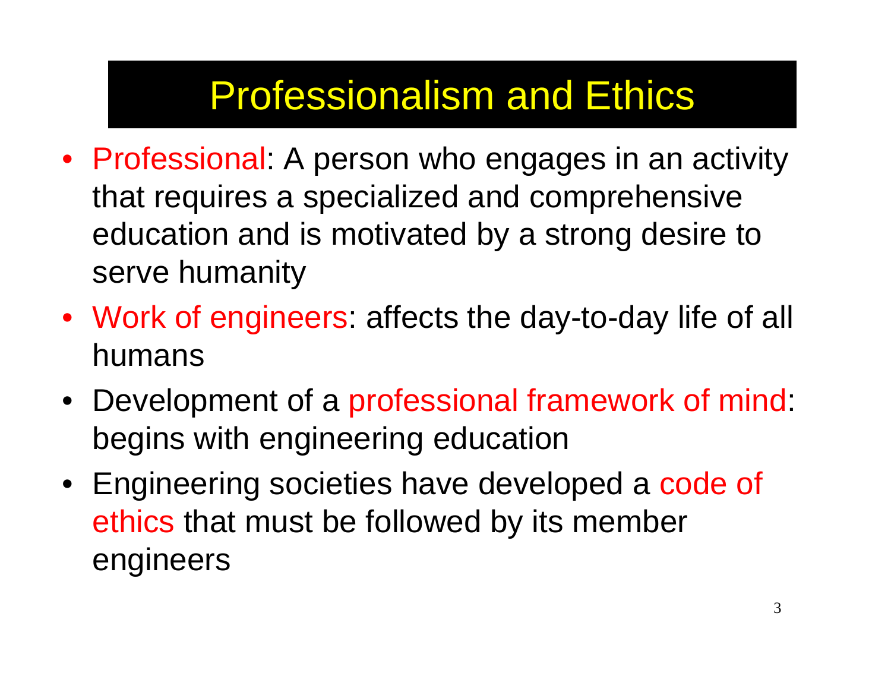# Professionalism and Ethics

- Professional: A person who engages in an activity that requires a specialized and comprehensive education and is motivated by a strong desire to serve humanity
- Work of engineers: affects the day-to-day life of all humans
- Development of a professional framework of mind: begins with engineering education
- Engineering societies have developed a code of ethics that must be followed by its member engineers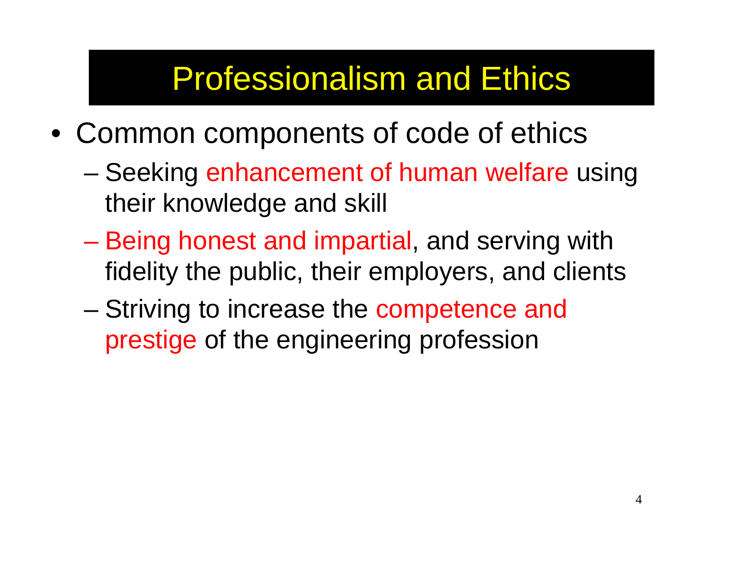# Professionalism and Ethics

- Common components of code of ethics
  - Seeking enhancement of human welfare using their knowledge and skill
  - Being honest and impartial, and serving with fidelity the public, their employers, and clients
  - Striving to increase the competence and prestige of the engineering profession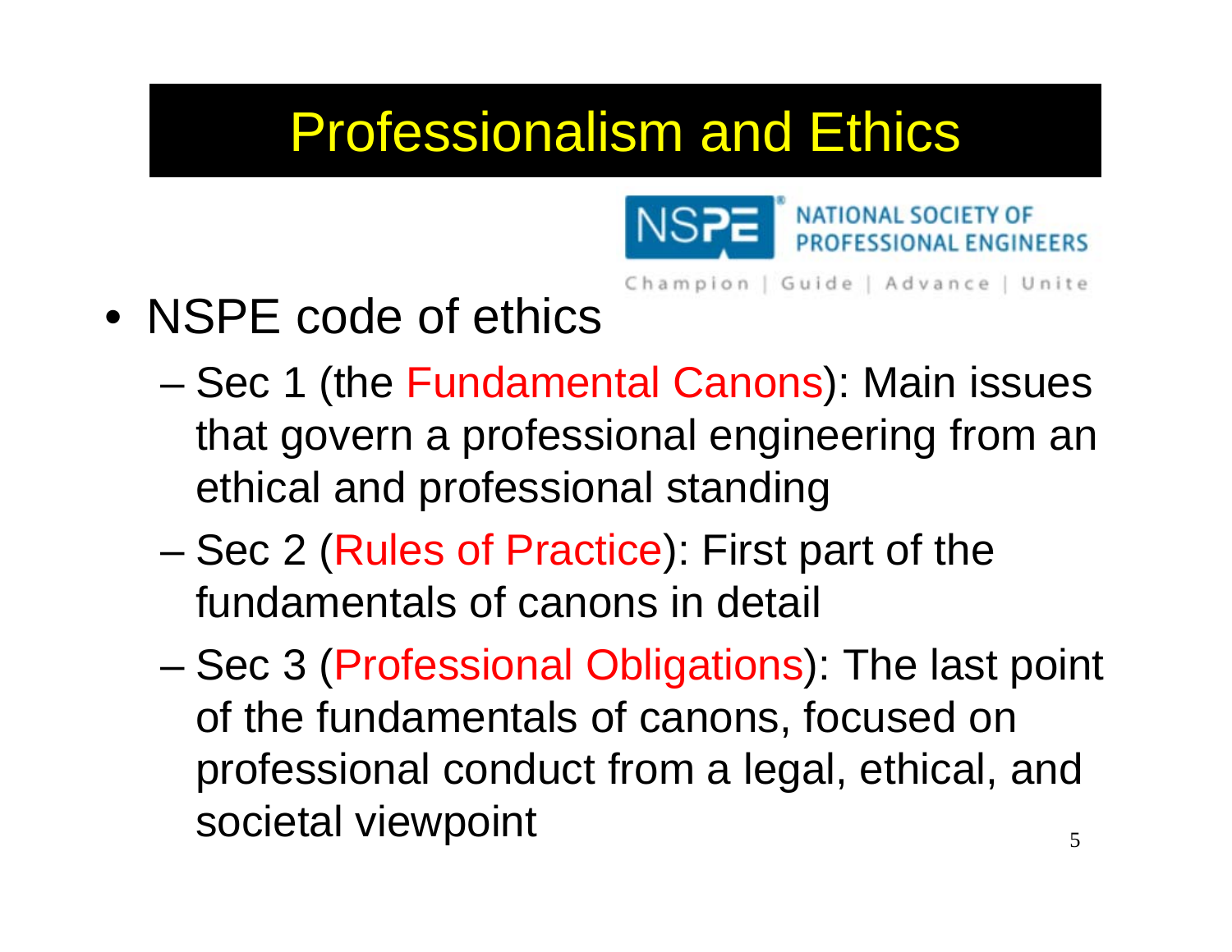# Professionalism and Ethics

NATIONAL SOCIETY OF PROFESSIONAL ENGINEERS

Champion | Guide | Advance | Unite

- NSPE code of ethics
  - Sec 1 (the Fundamental Canons): Main issues that govern a professional engineering from an ethical and professional standing
  - Sec 2 (Rules of Practice): First part of the fundamentals of canons in detail
  - Sec 3 (Professional Obligations): The last point of the fundamentals of canons, focused on professional conduct from a legal, ethical, and societal viewpoint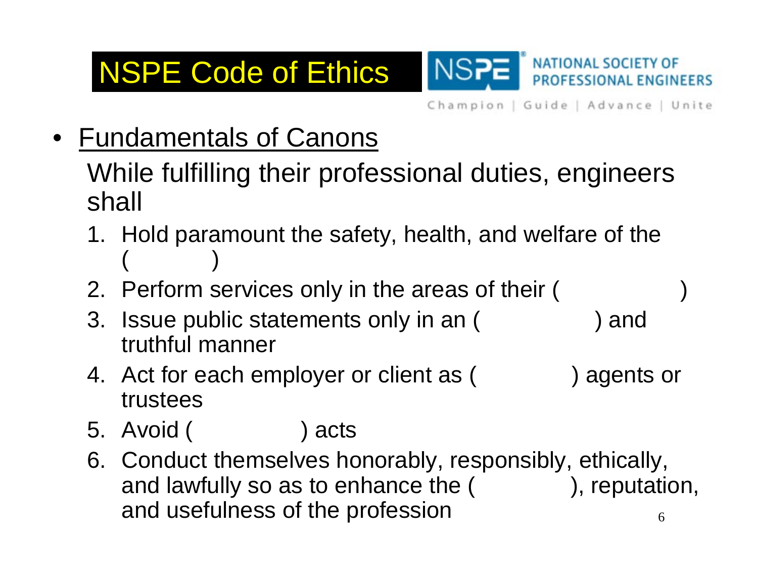# NSPE Code of Ethics

NATIONAL SOCIETY OF PROFESSIONAL ENGINEERS

Champion | Guide | Advance | Unite

- <u>Fundamentals of Canons</u>

  While fulfilling their professional duties, engineers shall

  1. Hold paramount the safety, health, and welfare of the (           )
  2. Perform services only in the areas of their (                    )
  3. Issue public statements only in an (                  ) and truthful manner
  4. Act for each employer or client as (                ) agents or trustees
  5. Avoid (                 ) acts
  6. Conduct themselves honorably, responsibly, ethically, and lawfully so as to enhance the (               ), reputation, and usefulness of the profession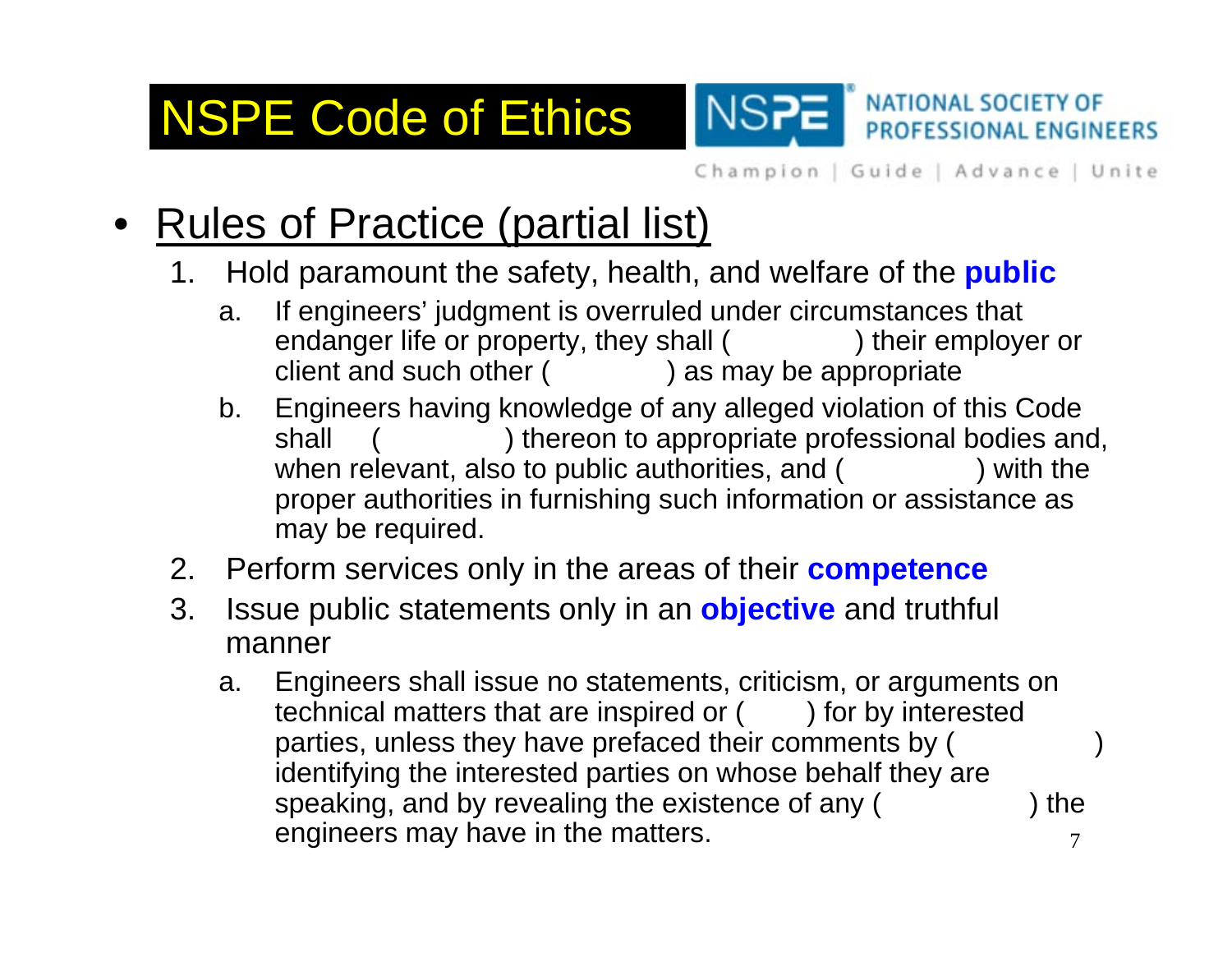# NSPE Code of Ethics

NATIONAL SOCIETY OF PROFESSIONAL ENGINEERS

Champion | Guide | Advance | Unite

- Rules of Practice (partial list)
  1. Hold paramount the safety, health, and welfare of the **public**
     a. If engineers' judgment is overruled under circumstances that endanger life or property, they shall (              ) their employer or client and such other (              ) as may be appropriate
     b. Engineers having knowledge of any alleged violation of this Code shall (              ) thereon to appropriate professional bodies and, when relevant, also to public authorities, and (              ) with the proper authorities in furnishing such information or assistance as may be required.
  2. Perform services only in the areas of their **competence**
  3. Issue public statements only in an **objective** and truthful manner
     a. Engineers shall issue no statements, criticism, or arguments on technical matters that are inspired or (        ) for by interested parties, unless they have prefaced their comments by (              ) identifying the interested parties on whose behalf they are speaking, and by revealing the existence of any (              ) the engineers may have in the matters.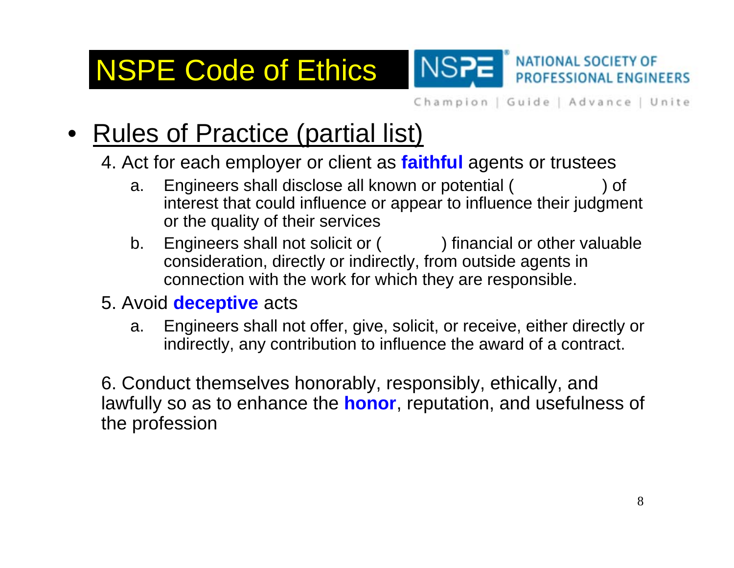# NSPE Code of Ethics

NATIONAL SOCIETY OF PROFESSIONAL ENGINEERS

Champion | Guide | Advance | Unite

- Rules of Practice (partial list)

4. Act for each employer or client as **faithful** agents or trustees
   a. Engineers shall disclose all known or potential ( ) of interest that could influence or appear to influence their judgment or the quality of their services
   b. Engineers shall not solicit or ( ) financial or other valuable consideration, directly or indirectly, from outside agents in connection with the work for which they are responsible.
5. Avoid **deceptive** acts
   a. Engineers shall not offer, give, solicit, or receive, either directly or indirectly, any contribution to influence the award of a contract.

6. Conduct themselves honorably, responsibly, ethically, and lawfully so as to enhance the **honor**, reputation, and usefulness of the profession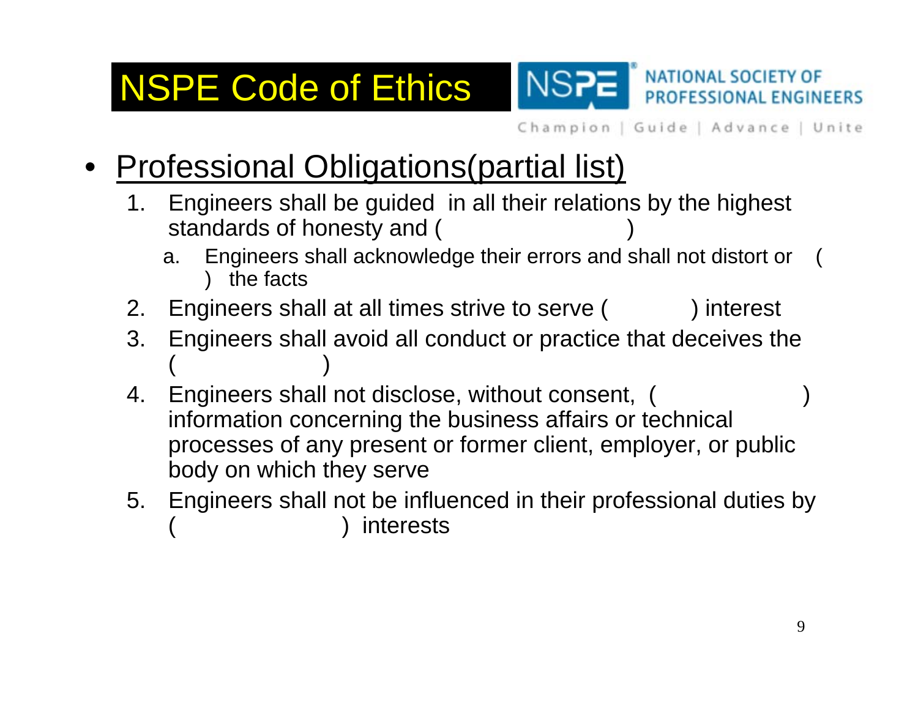# NSPE Code of Ethics

NATIONAL SOCIETY OF PROFESSIONAL ENGINEERS

Champion | Guide | Advance | Unite

- Professional Obligations(partial list)
  1. Engineers shall be guided in all their relations by the highest standards of honesty and (                    )
     a. Engineers shall acknowledge their errors and shall not distort or (                    ) the facts
  2. Engineers shall at all times strive to serve (          ) interest
  3. Engineers shall avoid all conduct or practice that deceives the (                    )
  4. Engineers shall not disclose, without consent, (                    ) information concerning the business affairs or technical processes of any present or former client, employer, or public body on which they serve
  5. Engineers shall not be influenced in their professional duties by (                    ) interests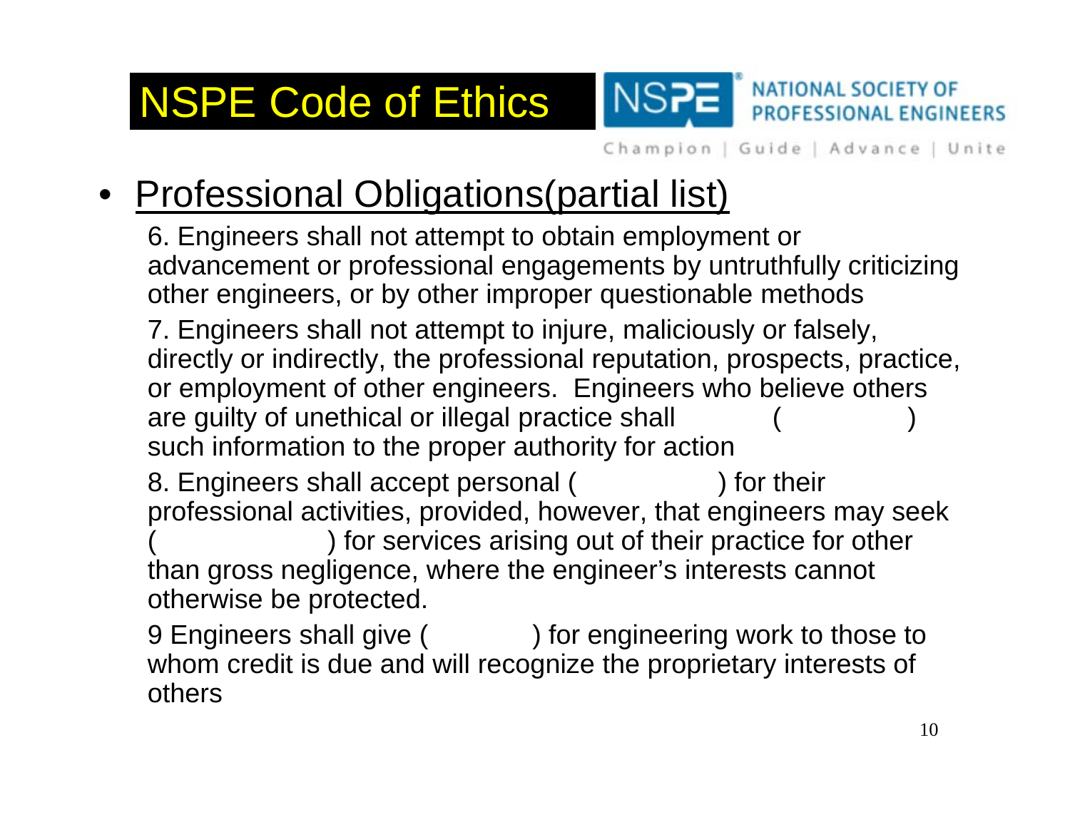# NSPE Code of Ethics

NATIONAL SOCIETY OF PROFESSIONAL ENGINEERS

Champion | Guide | Advance | Unite

- Professional Obligations(partial list)

6. Engineers shall not attempt to obtain employment or advancement or professional engagements by untruthfully criticizing other engineers, or by other improper questionable methods

7. Engineers shall not attempt to injure, maliciously or falsely, directly or indirectly, the professional reputation, prospects, practice, or employment of other engineers. Engineers who believe others are guilty of unethical or illegal practice shall ( ) such information to the proper authority for action

8. Engineers shall accept personal ( ) for their professional activities, provided, however, that engineers may seek ( ) for services arising out of their practice for other than gross negligence, where the engineer's interests cannot otherwise be protected.

9 Engineers shall give ( ) for engineering work to those to whom credit is due and will recognize the proprietary interests of others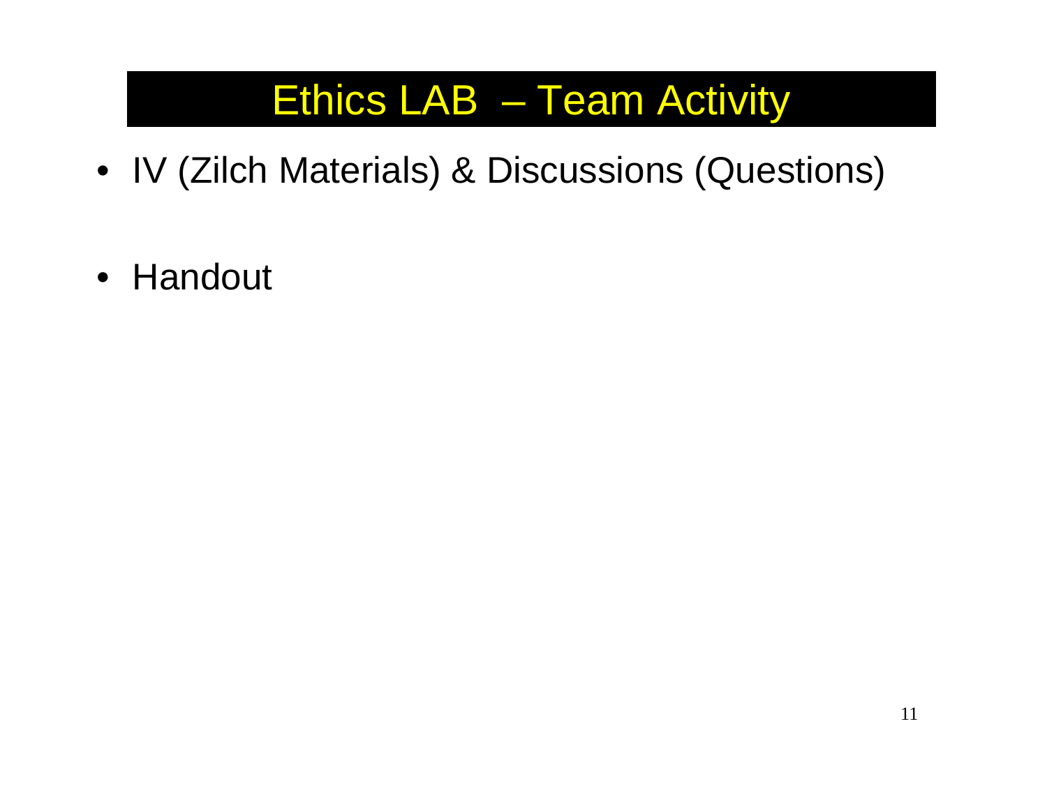# Ethics LAB – Team Activity

- IV (Zilch Materials) & Discussions (Questions)
- Handout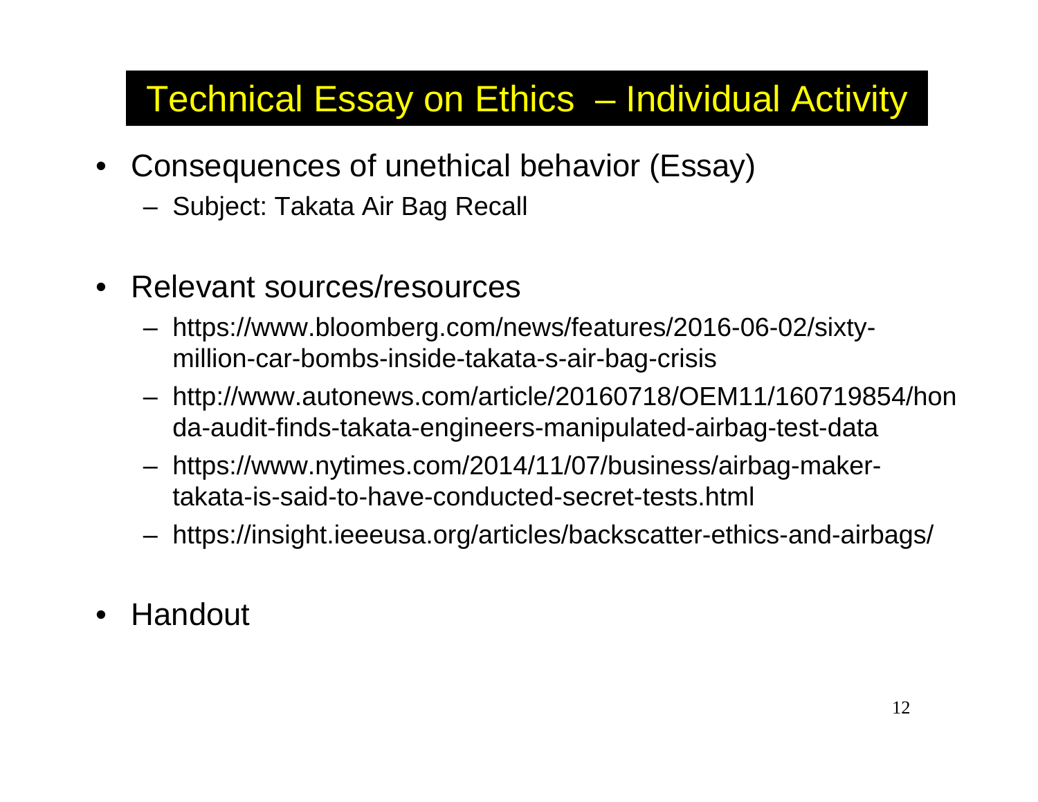# Technical Essay on Ethics – Individual Activity

- Consequences of unethical behavior (Essay)
  - Subject: Takata Air Bag Recall

- Relevant sources/resources
  - https://www.bloomberg.com/news/features/2016-06-02/sixty-million-car-bombs-inside-takata-s-air-bag-crisis
  - http://www.autonews.com/article/20160718/OEM11/160719854/honda-audit-finds-takata-engineers-manipulated-airbag-test-data
  - https://www.nytimes.com/2014/11/07/business/airbag-maker-takata-is-said-to-have-conducted-secret-tests.html
  - https://insight.ieeeusa.org/articles/backscatter-ethics-and-airbags/

- Handout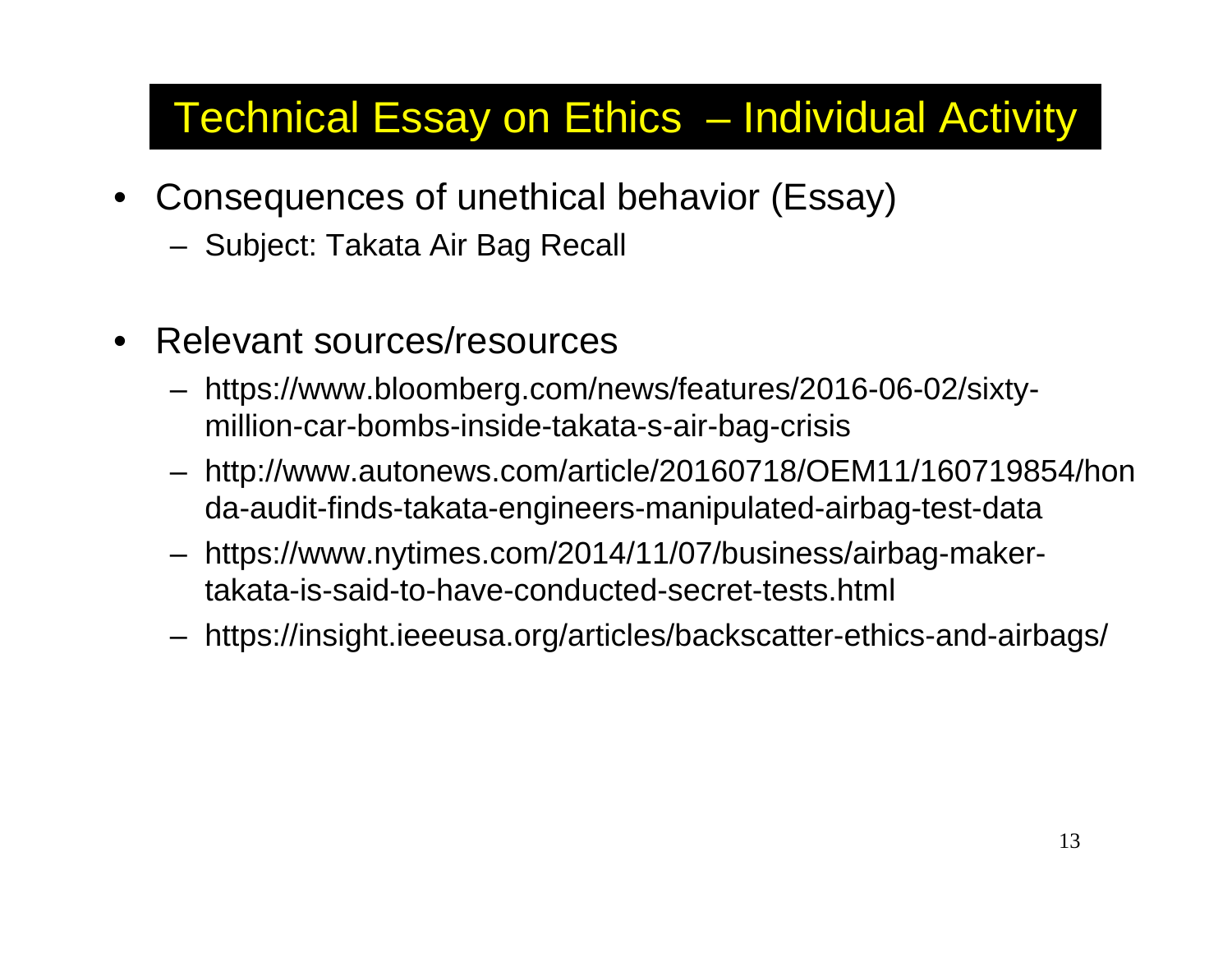# Technical Essay on Ethics – Individual Activity

- Consequences of unethical behavior (Essay)
  - Subject: Takata Air Bag Recall

- Relevant sources/resources
  - https://www.bloomberg.com/news/features/2016-06-02/sixty-million-car-bombs-inside-takata-s-air-bag-crisis
  - http://www.autonews.com/article/20160718/OEM11/160719854/honda-audit-finds-takata-engineers-manipulated-airbag-test-data
  - https://www.nytimes.com/2014/11/07/business/airbag-maker-takata-is-said-to-have-conducted-secret-tests.html
  - https://insight.ieeeusa.org/articles/backscatter-ethics-and-airbags/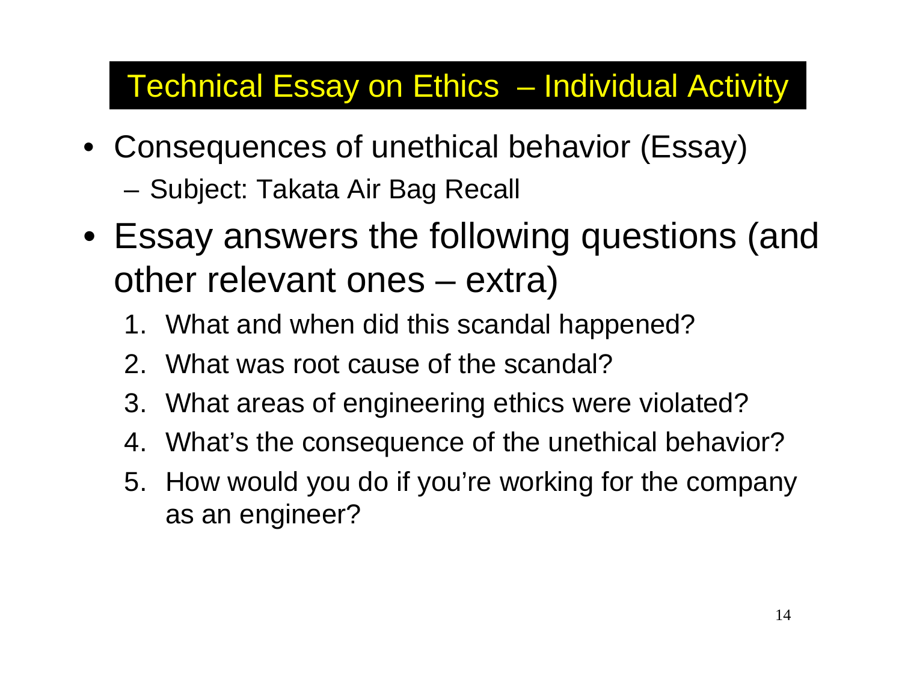# Technical Essay on Ethics – Individual Activity

- Consequences of unethical behavior (Essay)
  - Subject: Takata Air Bag Recall
- Essay answers the following questions (and other relevant ones – extra)
  1. What and when did this scandal happened?
  2. What was root cause of the scandal?
  3. What areas of engineering ethics were violated?
  4. What's the consequence of the unethical behavior?
  5. How would you do if you're working for the company as an engineer?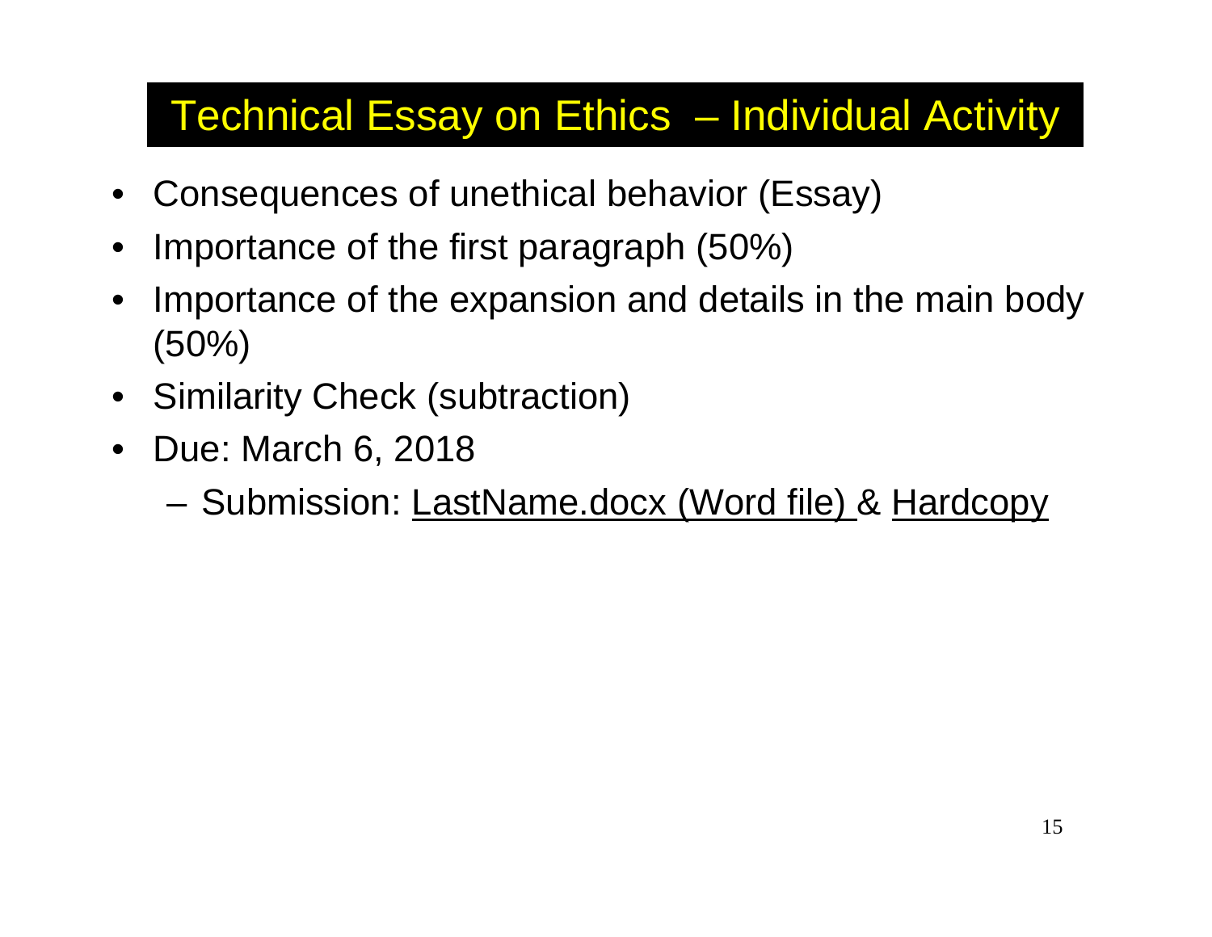# Technical Essay on Ethics – Individual Activity

- Consequences of unethical behavior (Essay)
- Importance of the first paragraph (50%)
- Importance of the expansion and details in the main body (50%)
- Similarity Check (subtraction)
- Due: March 6, 2018
  - Submission: LastName.docx (Word file) & Hardcopy